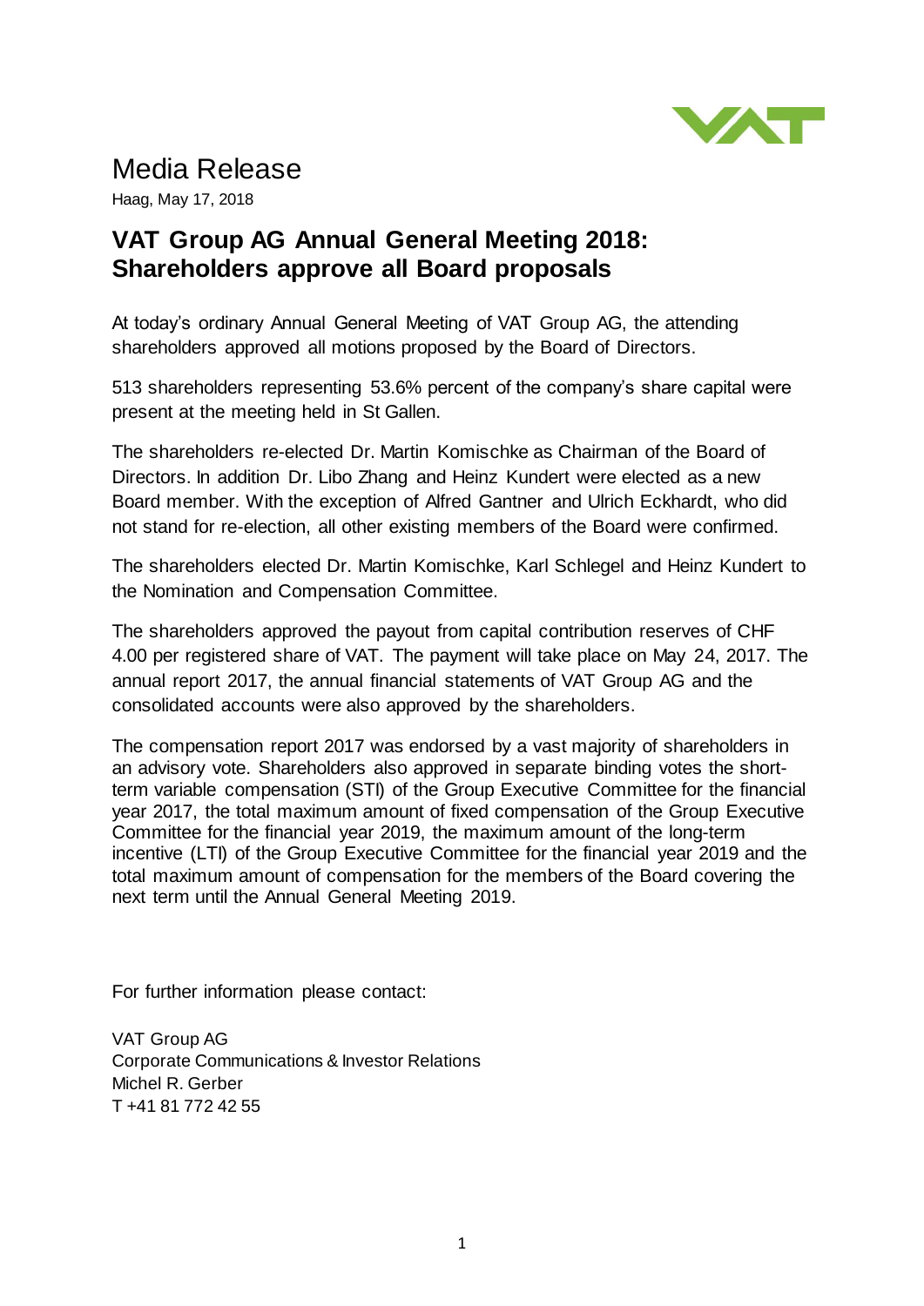# Media Release

Haag, May 17, 2018

## VAT Group AG Annual General Meeting 2018: Shareholders approve all Board proposals

At today's ordinary Annual General Meeting of VAT Group AG, the attending shareholders approved all motions proposed by the Board of Directors.

513 shareholders representing 53.6% percent of the company's share capital were present at the meeting held in St Gallen.

The shareholders re-elected Dr. Martin Komischke as Chairman of the Board of Directors. In addition Dr. Libo Zhang and Heinz Kundert were elected as a new Board member. With the exception of Alfred Gantner and Ulrich Eckhardt, who did not stand for re-election, all other existing members of the Board were confirmed.

The shareholders elected Dr. Martin Komischke, Karl Schlegel and Heinz Kundert to the Nomination and Compensation Committee.

The shareholders approved the payout from capital contribution reserves of CHF 4.00 per registered share of VAT. The payment will take place on May 24, 2017. The annual report 2017, the annual financial statements of VAT Group AG and the consolidated accounts were also approved by the shareholders.

The compensation report 2017 was endorsed by a vast majority of shareholders in an advisory vote. Shareholders also approved in separate binding votes the short-term variable compensation (STI) of the Group Executive Committee for the financial year 2017, the total maximum amount of fixed compensation of the Group Executive Committee for the financial year 2019, the maximum amount of the long-term incentive (LTI) of the Group Executive Committee for the financial year 2019 and the total maximum amount of compensation for the members of the Board covering the next term until the Annual General Meeting 2019.

For further information please contact:

VAT Group AG
Corporate Communications & Investor Relations
Michel R. Gerber
T +41 81 772 42 55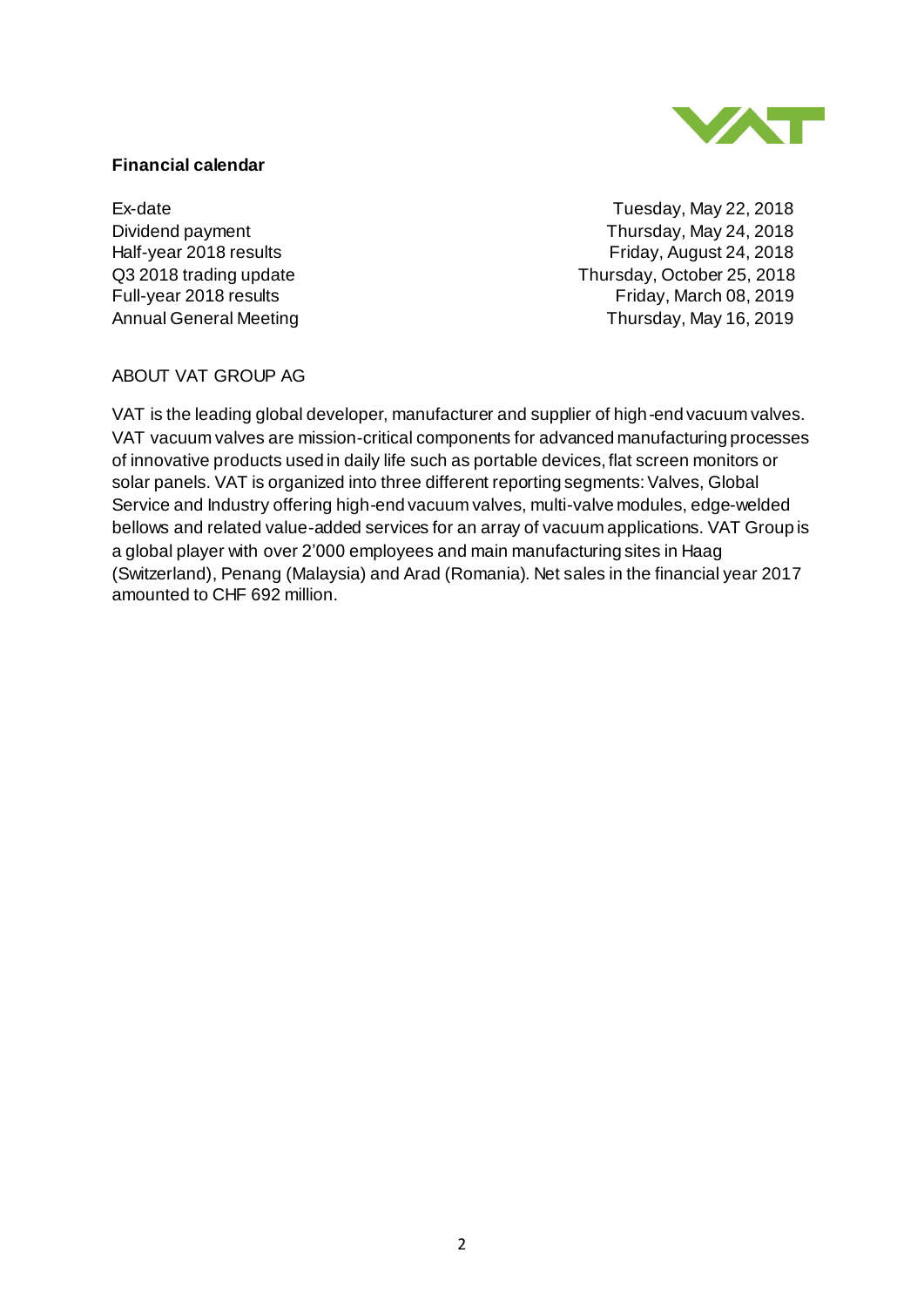**Financial calendar**

| | |
|---|---|
| Ex-date | Tuesday, May 22, 2018 |
| Dividend payment | Thursday, May 24, 2018 |
| Half-year 2018 results | Friday, August 24, 2018 |
| Q3 2018 trading update | Thursday, October 25, 2018 |
| Full-year 2018 results | Friday, March 08, 2019 |
| Annual General Meeting | Thursday, May 16, 2019 |

ABOUT VAT GROUP AG

VAT is the leading global developer, manufacturer and supplier of high-end vacuum valves. VAT vacuum valves are mission-critical components for advanced manufacturing processes of innovative products used in daily life such as portable devices, flat screen monitors or solar panels. VAT is organized into three different reporting segments: Valves, Global Service and Industry offering high-end vacuum valves, multi-valve modules, edge-welded bellows and related value-added services for an array of vacuum applications. VAT Group is a global player with over 2'000 employees and main manufacturing sites in Haag (Switzerland), Penang (Malaysia) and Arad (Romania). Net sales in the financial year 2017 amounted to CHF 692 million.